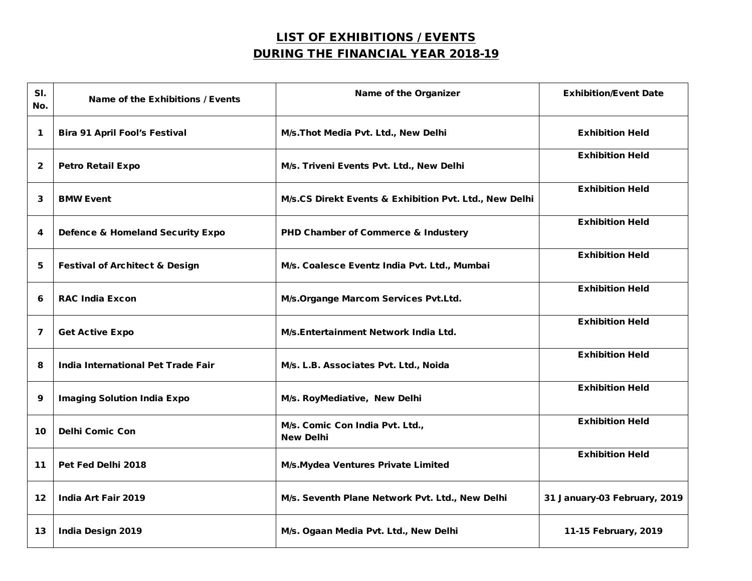# LIST OF EXHIBITIONS / EVENTS
# DURING THE FINANCIAL YEAR 2018-19

| Sl. No. | Name of the Exhibitions / Events | Name of the Organizer | Exhibition/Event Date |
|---|---|---|---|
| 1 | Bira 91 April Fool's Festival | M/s.Thot Media Pvt. Ltd., New Delhi | Exhibition Held |
| 2 | Petro Retail Expo | M/s. Triveni Events Pvt. Ltd., New Delhi | Exhibition Held |
| 3 | BMW Event | M/s.CS Direkt Events & Exhibition Pvt. Ltd., New Delhi | Exhibition Held |
| 4 | Defence & Homeland Security Expo | PHD Chamber of Commerce & Industery | Exhibition Held |
| 5 | Festival of Architect & Design | M/s. Coalesce Eventz India Pvt. Ltd., Mumbai | Exhibition Held |
| 6 | RAC India Excon | M/s.Organge Marcom Services Pvt.Ltd. | Exhibition Held |
| 7 | Get Active Expo | M/s.Entertainment Network India Ltd. | Exhibition Held |
| 8 | India International Pet Trade Fair | M/s. L.B. Associates Pvt. Ltd., Noida | Exhibition Held |
| 9 | Imaging Solution India Expo | M/s. RoyMediative, New Delhi | Exhibition Held |
| 10 | Delhi Comic Con | M/s. Comic Con India Pvt. Ltd., New Delhi | Exhibition Held |
| 11 | Pet Fed Delhi 2018 | M/s.Mydea Ventures Private Limited | Exhibition Held |
| 12 | India Art Fair 2019 | M/s. Seventh Plane Network Pvt. Ltd., New Delhi | 31 January-03 February, 2019 |
| 13 | India Design 2019 | M/s. Ogaan Media Pvt. Ltd., New Delhi | 11-15 February, 2019 |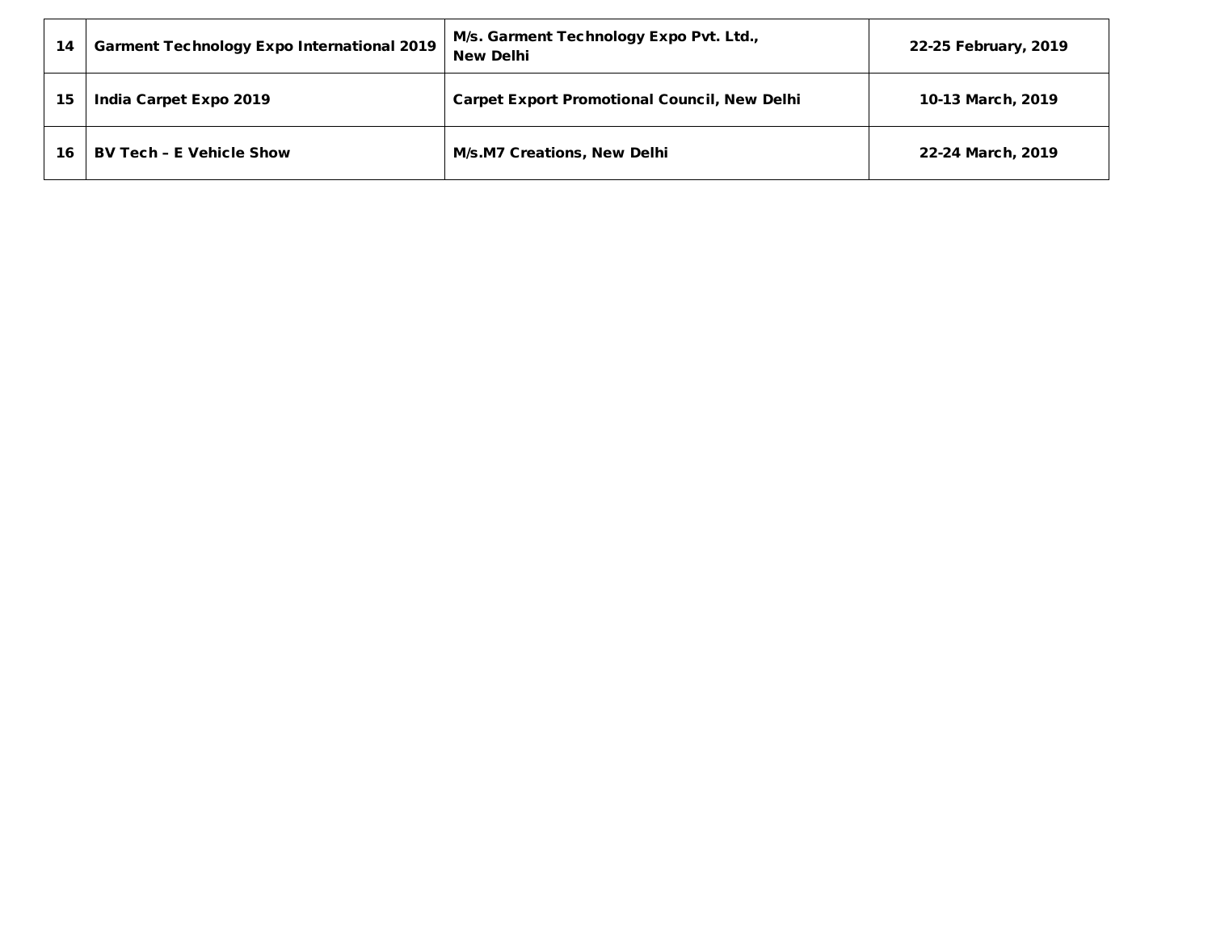| | | | |
|---|---|---|---|
| **14** | **Garment Technology Expo International 2019** | **M/s. Garment Technology Expo Pvt. Ltd., New Delhi** | **22-25 February, 2019** |
| **15** | **India Carpet Expo 2019** | **Carpet Export Promotional Council, New Delhi** | **10-13 March, 2019** |
| **16** | **BV Tech – E Vehicle Show** | **M/s.M7 Creations, New Delhi** | **22-24 March, 2019** |